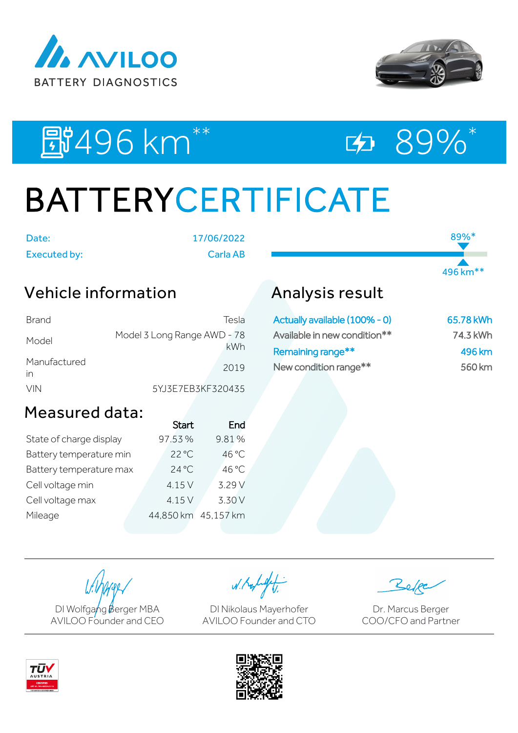AVILOO
BATTERY DIAGNOSTICS

496 km** | 89%*

# BATTERYCERTIFICATE

| Date: | 17/06/2022 |
|---|---|
| Executed by: | Carla AB |

89%*
496 km**

## Vehicle information

| | |
|---|---|
| Brand | Tesla |
| Model | Model 3 Long Range AWD - 78 kWh |
| Manufactured in | 2019 |
| VIN | 5YJ3E7EB3KF320435 |

## Measured data:

| | Start | End |
|---|---|---|
| State of charge display | 97.53 % | 9.81 % |
| Battery temperature min | 22 °C | 46 °C |
| Battery temperature max | 24 °C | 46 °C |
| Cell voltage min | 4.15 V | 3.29 V |
| Cell voltage max | 4.15 V | 3.30 V |
| Mileage | 44,850 km | 45,157 km |

## Analysis result

| | |
|---|---|
| Actually available (100% - 0) | 65.78 kWh |
| Available in new condition** | 74.3 kWh |
| Remaining range** | 496 km |
| New condition range** | 560 km |

DI Wolfgang Berger MBA
AVILOO Founder and CEO

DI Nikolaus Mayerhofer
AVILOO Founder and CTO

Dr. Marcus Berger
COO/CFO and Partner

TÜV AUSTRIA CERTIFIED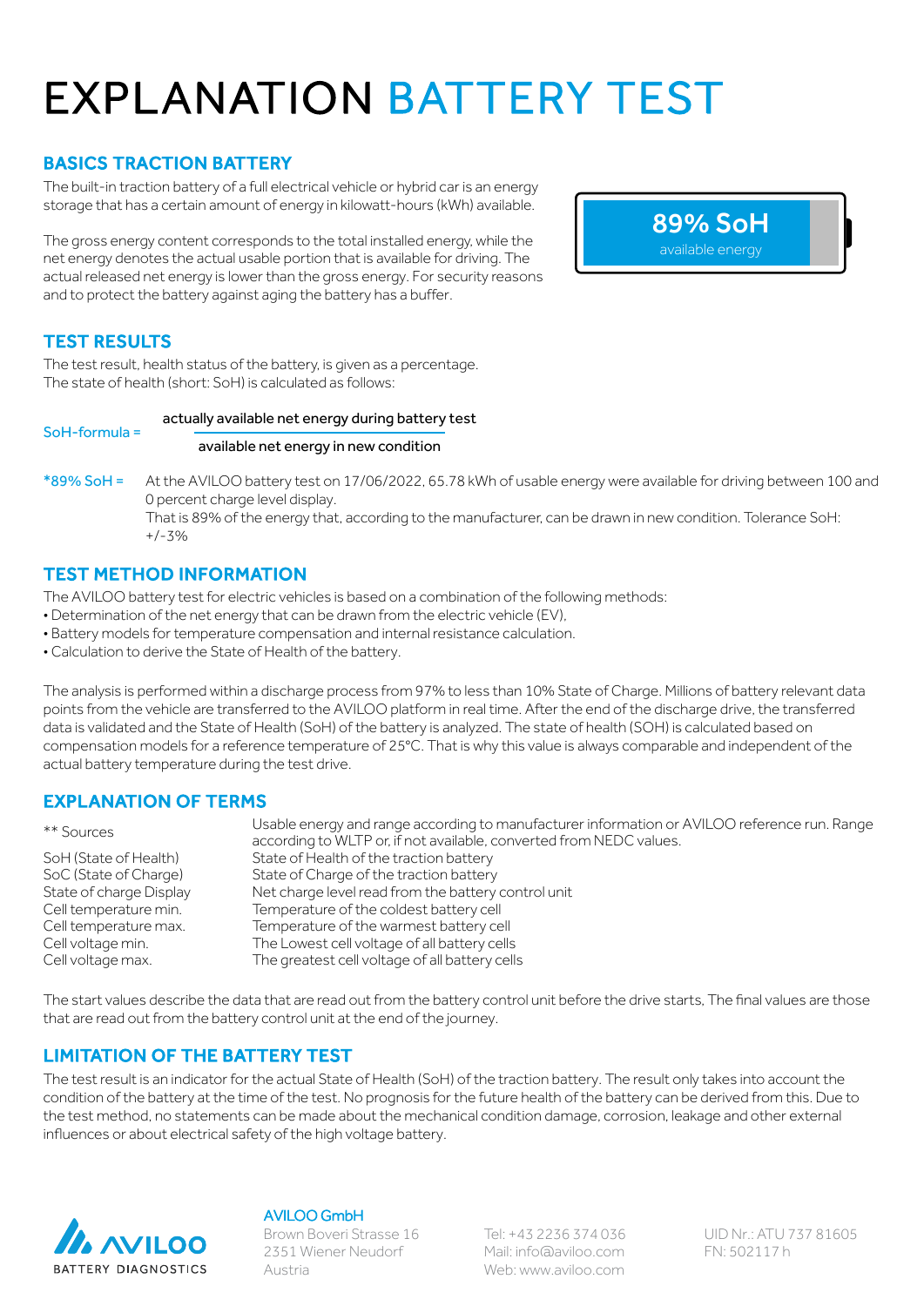# EXPLANATION BATTERY TEST

## BASICS TRACTION BATTERY

The built-in traction battery of a full electrical vehicle or hybrid car is an energy storage that has a certain amount of energy in kilowatt-hours (kWh) available.

The gross energy content corresponds to the total installed energy, while the net energy denotes the actual usable portion that is available for driving. The actual released net energy is lower than the gross energy. For security reasons and to protect the battery against aging the battery has a buffer.

89% SoH
available energy

## TEST RESULTS

The test result, health status of the battery, is given as a percentage.
The state of health (short: SoH) is calculated as follows:

$$\text{SoH-formula} = \frac{\text{actually available net energy during battery test}}{\text{available net energy in new condition}}$$

*89% SoH = At the AVILOO battery test on 17/06/2022, 65.78 kWh of usable energy were available for driving between 100 and 0 percent charge level display.
That is 89% of the energy that, according to the manufacturer, can be drawn in new condition. Tolerance SoH: +/-3%

## TEST METHOD INFORMATION

The AVILOO battery test for electric vehicles is based on a combination of the following methods:
- Determination of the net energy that can be drawn from the electric vehicle (EV),
- Battery models for temperature compensation and internal resistance calculation.
- Calculation to derive the State of Health of the battery.

The analysis is performed within a discharge process from 97% to less than 10% State of Charge. Millions of battery relevant data points from the vehicle are transferred to the AVILOO platform in real time. After the end of the discharge drive, the transferred data is validated and the State of Health (SoH) of the battery is analyzed. The state of health (SOH) is calculated based on compensation models for a reference temperature of 25°C. That is why this value is always comparable and independent of the actual battery temperature during the test drive.

## EXPLANATION OF TERMS

| | |
|---|---|
| ** Sources | Usable energy and range according to manufacturer information or AVILOO reference run. Range according to WLTP or, if not available, converted from NEDC values. |
| SoH (State of Health) | State of Health of the traction battery |
| SoC (State of Charge) | State of Charge of the traction battery |
| State of charge Display | Net charge level read from the battery control unit |
| Cell temperature min. | Temperature of the coldest battery cell |
| Cell temperature max. | Temperature of the warmest battery cell |
| Cell voltage min. | The Lowest cell voltage of all battery cells |
| Cell voltage max. | The greatest cell voltage of all battery cells |

The start values describe the data that are read out from the battery control unit before the drive starts, The final values are those that are read out from the battery control unit at the end of the journey.

## LIMITATION OF THE BATTERY TEST

The test result is an indicator for the actual State of Health (SoH) of the traction battery. The result only takes into account the condition of the battery at the time of the test. No prognosis for the future health of the battery can be derived from this. Due to the test method, no statements can be made about the mechanical condition damage, corrosion, leakage and other external influences or about electrical safety of the high voltage battery.

AVILOO BATTERY DIAGNOSTICS

AVILOO GmbH
Brown Boveri Strasse 16
2351 Wiener Neudorf
Austria

Tel: +43 2236 374 036
Mail: info@aviloo.com
Web: www.aviloo.com

UID Nr.: ATU 737 81605
FN: 502117 h